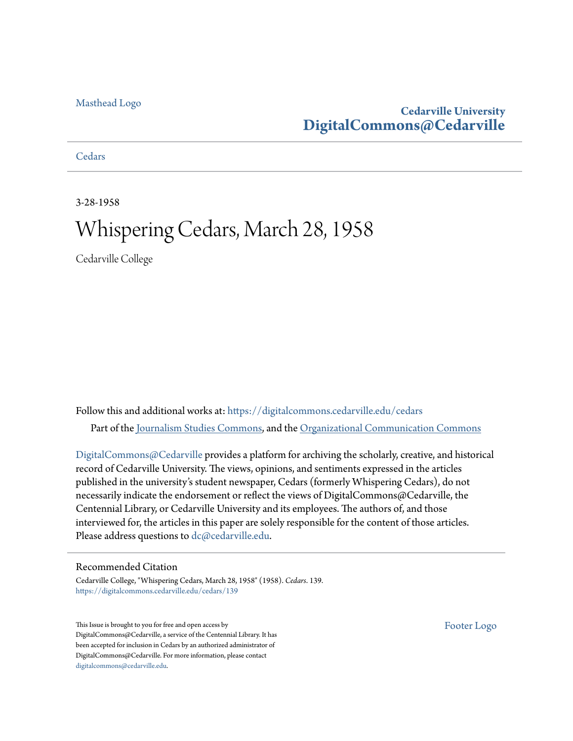Masthead Logo

**Cedarville University**
**DigitalCommons@Cedarville**

Cedars

3-28-1958

# Whispering Cedars, March 28, 1958

Cedarville College

Follow this and additional works at: https://digitalcommons.cedarville.edu/cedars

Part of the Journalism Studies Commons, and the Organizational Communication Commons

DigitalCommons@Cedarville provides a platform for archiving the scholarly, creative, and historical record of Cedarville University. The views, opinions, and sentiments expressed in the articles published in the university's student newspaper, Cedars (formerly Whispering Cedars), do not necessarily indicate the endorsement or reflect the views of DigitalCommons@Cedarville, the Centennial Library, or Cedarville University and its employees. The authors of, and those interviewed for, the articles in this paper are solely responsible for the content of those articles. Please address questions to dc@cedarville.edu.

## Recommended Citation

Cedarville College, "Whispering Cedars, March 28, 1958" (1958). *Cedars*. 139.
https://digitalcommons.cedarville.edu/cedars/139

This Issue is brought to you for free and open access by DigitalCommons@Cedarville, a service of the Centennial Library. It has been accepted for inclusion in Cedars by an authorized administrator of DigitalCommons@Cedarville. For more information, please contact digitalcommons@cedarville.edu.

Footer Logo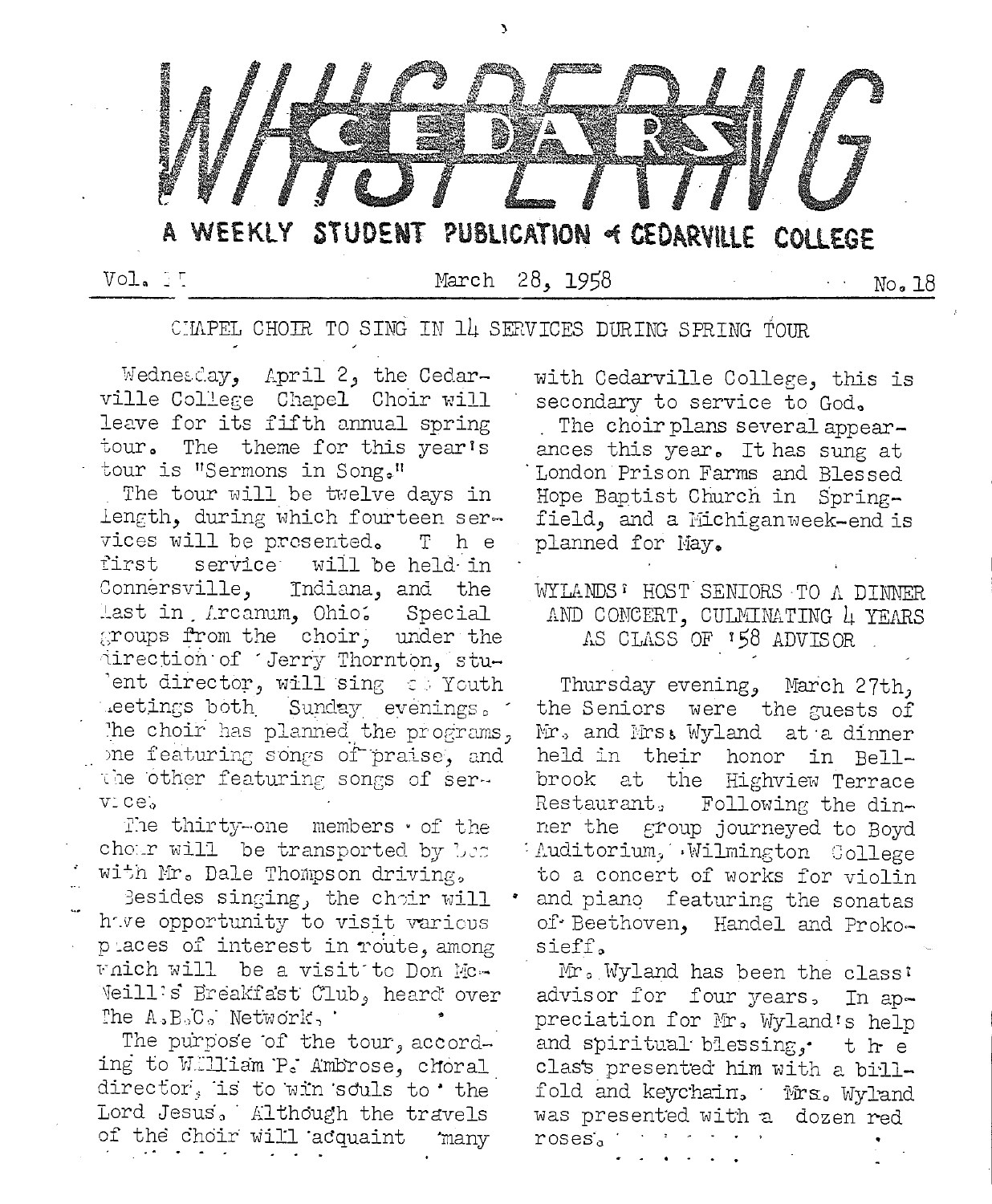# WHISPERING CEDARS

A WEEKLY STUDENT PUBLICATION of CEDARVILLE COLLEGE

Vol. II  March 28, 1958  No. 18

## CHAPEL CHOIR TO SING IN 14 SERVICES DURING SPRING TOUR

Wednesday, April 2, the Cedarville College Chapel Choir will leave for its fifth annual spring tour. The theme for this year's tour is "Sermons in Song."

The tour will be twelve days in length, during which fourteen services will be presented. The first service will be held in Connersville, Indiana, and the last in Arcanum, Ohio. Special groups from the choir, under the direction of Jerry Thornton, student director, will sing at Youth Meetings both Sunday evenings. The choir has planned the programs, one featuring songs of praise, and the other featuring songs of service.

The thirty-one members of the choir will be transported by bus with Mr. Dale Thompson driving.

Besides singing, the choir will have opportunity to visit various places of interest in route, among which will be a visit to Don McNeill's Breakfast Club, heard over The A.B.C. Network.

The purpose of the tour, according to William P. Ambrose, choral director, is to win souls to the Lord Jesus. Although the travels of the choir will acquaint many with Cedarville College, this is secondary to service to God.

The choir plans several appearances this year. It has sung at London Prison Farms and Blessed Hope Baptist Church in Springfield, and a Michigan week-end is planned for May.

## WYLANDS' HOST SENIORS TO A DINNER AND CONCERT, CULMINATING 4 YEARS AS CLASS OF '58 ADVISOR

Thursday evening, March 27th, the Seniors were the guests of Mr. and Mrs. Wyland at a dinner held in their honor in Bellbrook at the Highview Terrace Restaurant. Following the dinner the group journeyed to Boyd Auditorium, Wilmington College to a concert of works for violin and piano featuring the sonatas of Beethoven, Handel and Prokosieff.

Mr. Wyland has been the class' advisor for four years. In appreciation for Mr. Wyland's help and spiritual blessing, the class presented him with a billfold and keychain. Mrs. Wyland was presented with a dozen red roses.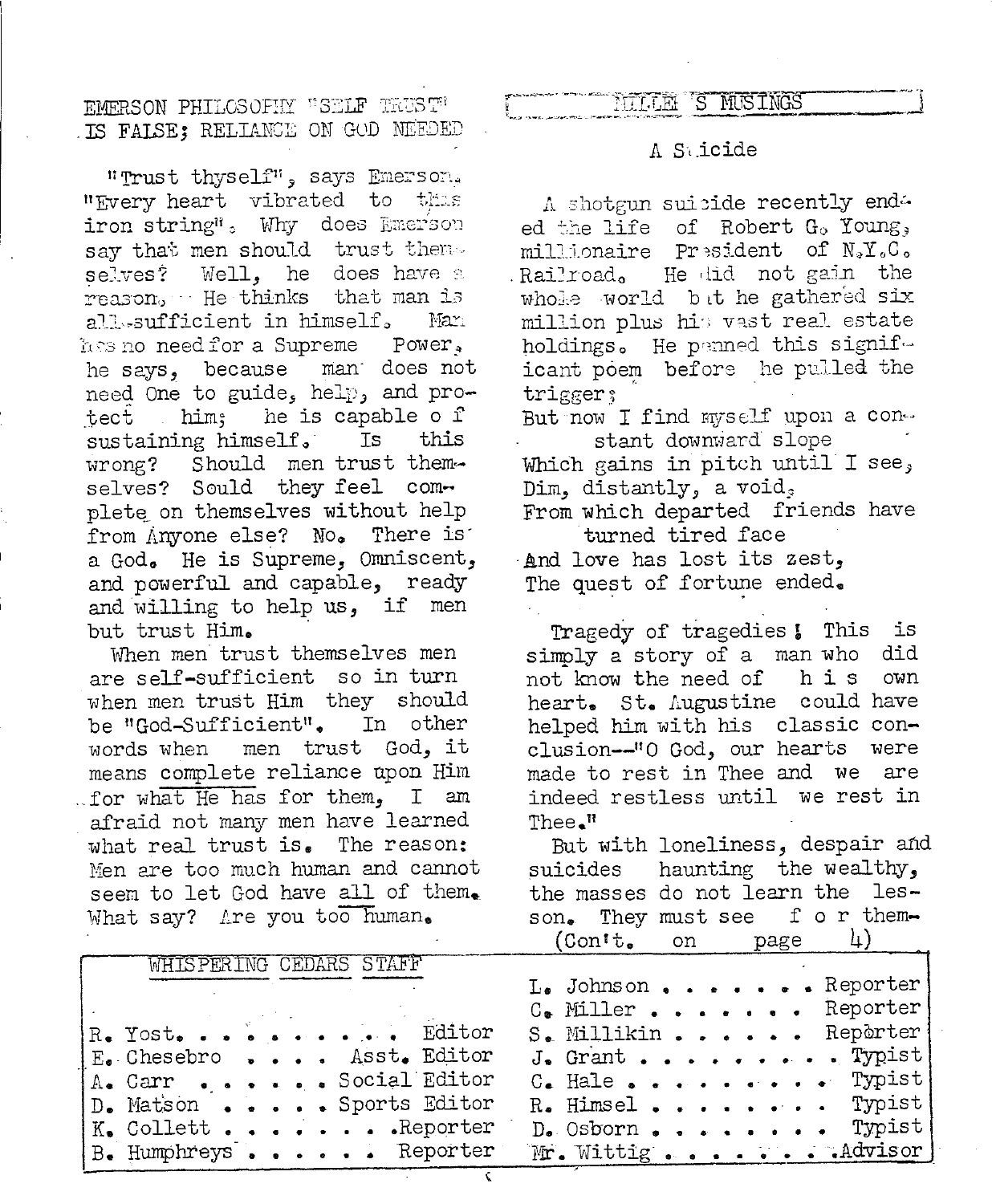## EMERSON PHILOSOPHY "SELF TRUST" IS FALSE; RELIANCE ON GOD NEEDED

"Trust thyself", says Emerson. "Every heart vibrated to this iron string". Why does Emerson say that men should trust themselves? Well, he does have a reason. He thinks that man is all-sufficient in himself. Man has no need for a Supreme Power, he says, because man does not need One to guide, help, and protect him; he is capable of sustaining himself. Is this wrong? Should men trust themselves? Sould they feel complete on themselves without help from Anyone else? No. There is a God. He is Supreme, Omniscent, and powerful and capable, ready and willing to help us, if men but trust Him.

When men trust themselves men are self-sufficient so in turn when men trust Him they should be "God-Sufficient". In other words when men trust God, it means complete reliance upon Him for what He has for them, I am afraid not many men have learned what real trust is. The reason: Men are too much human and cannot seem to let God have all of them. What say? Are you too human.

## MILLER'S MUSINGS

### A Suicide

A shotgun suicide recently ended the life of Robert G. Young, millionaire President of N.Y.C. Railroad. He did not gain the whole world but he gathered six million plus his vast real estate holdings. He penned this significant poem before he pulled the trigger;

But now I find myself upon a constant downward slope
Which gains in pitch until I see,
Dim, distantly, a void,
From which departed friends have turned tired face
And love has lost its zest,
The quest of fortune ended.

Tragedy of tragedies! This is simply a story of a man who did not know the need of his own heart. St. Augustine could have helped him with his classic conclusion--"O God, our hearts were made to rest in Thee and we are indeed restless until we rest in Thee."

But with loneliness, despair and suicides haunting the wealthy, the masses do not learn the lesson. They must see for them- (Con't. on page 4)

## WHISPERING CEDARS STAFF

R. Yost. . . . . . . . . . Editor
E. Chesebro . . . . Asst. Editor
A. Carr . . . . . . Social Editor
D. Matson . . . . . Sports Editor
K. Collett . . . . . . . . Reporter
B. Humphreys . . . . . . Reporter
L. Johnson . . . . . . . Reporter
C. Miller . . . . . . . . Reporter
S. Millikin . . . . . . . Reporter
J. Grant . . . . . . . . . Typist
C. Hale . . . . . . . . . Typist
R. Himsel . . . . . . . . Typist
D. Osborn . . . . . . . . Typist
Mr. Wittig . . . . . . . . Advisor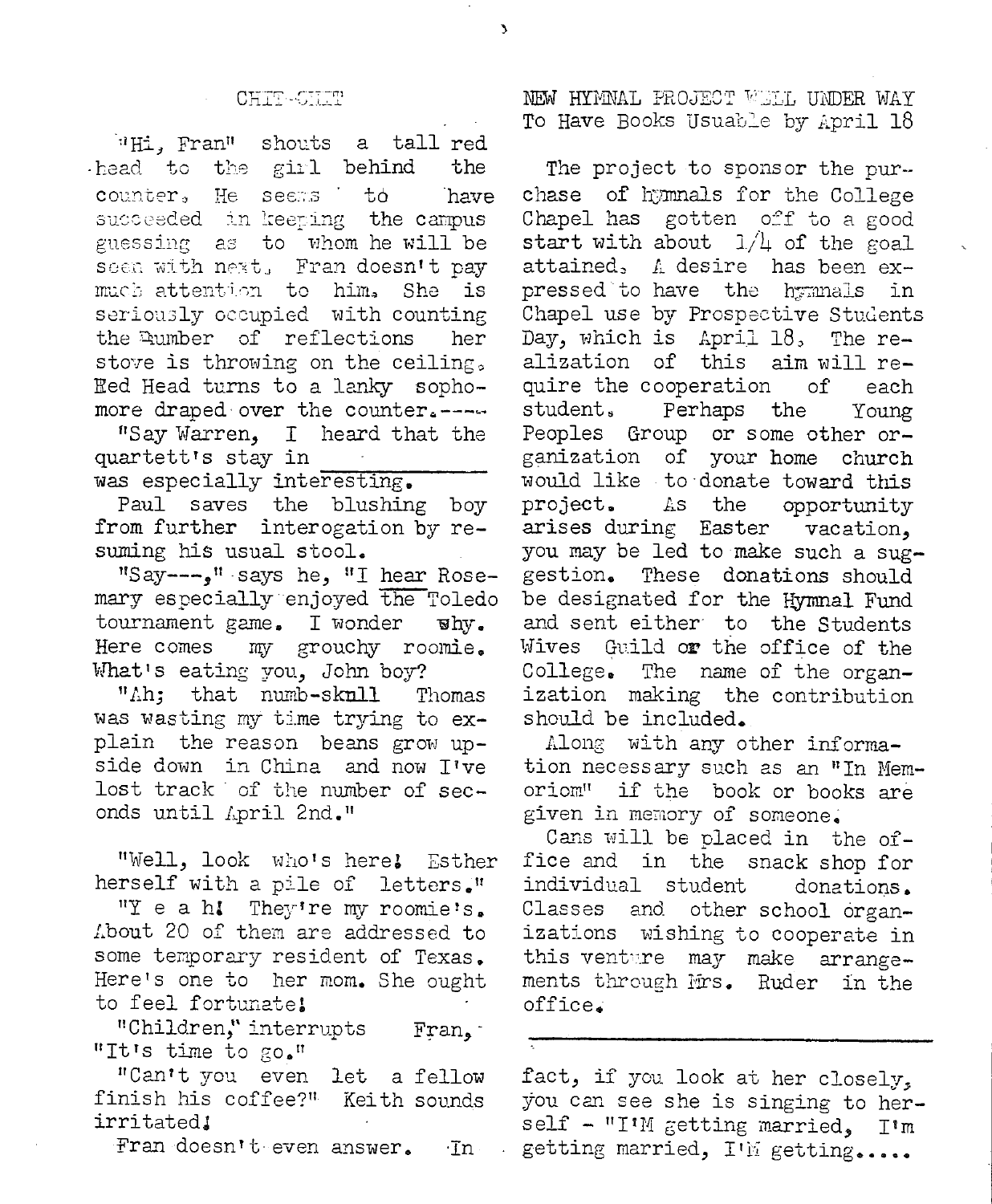## CHIT-CHAT

"Hi, Fran" shouts a tall red head to the girl behind the counter. He seems to have succeeded in keeping the campus guessing as to whom he will be seen with next. Fran doesn't pay much attention to him. She is seriously occupied with counting the number of reflections her stove is throwing on the ceiling. Red Head turns to a lanky sophomore draped over the counter.----

"Say Warren, I heard that the quartett's stay in __________ was especially interesting.

Paul saves the blushing boy from further interogation by resuming his usual stool.

"Say---," says he, "I hear Rosemary especially enjoyed the Toledo tournament game. I wonder why. Here comes my grouchy roomie. What's eating you, John boy?

"Ah; that numb-skull Thomas was wasting my time trying to explain the reason beans grow upside down in China and now I've lost track of the number of seconds until April 2nd."

"Well, look who's here! Esther herself with a pile of letters."

"Y e a h! They're my roomie's. About 20 of them are addressed to some temporary resident of Texas. Here's one to her mom. She ought to feel fortunate!

"Children," interrupts Fran, "It's time to go."

"Can't you even let a fellow finish his coffee?" Keith sounds irritated!

Fran doesn't even answer. In fact, if you look at her closely, you can see she is singing to herself - "I'M getting married, I'm getting married, I'M getting.....

## NEW HYMNAL PROJECT WELL UNDER WAY
### To Have Books Usuable by April 18

The project to sponsor the purchase of hymnals for the College Chapel has gotten off to a good start with about 1/4 of the goal attained. A desire has been expressed to have the hymnals in Chapel use by Prospective Students Day, which is April 18. The realization of this aim will require the cooperation of each student. Perhaps the Young Peoples Group or some other organization of your home church would like to donate toward this project. As the opportunity arises during Easter vacation, you may be led to make such a suggestion. These donations should be designated for the Hymnal Fund and sent either to the Students Wives Guild or the office of the College. The name of the organization making the contribution should be included.

Along with any other information necessary such as an "In Memoriom" if the book or books are given in memory of someone.

Cans will be placed in the office and in the snack shop for individual student donations. Classes and other school organizations wishing to cooperate in this venture may make arrangements through Mrs. Ruder in the office.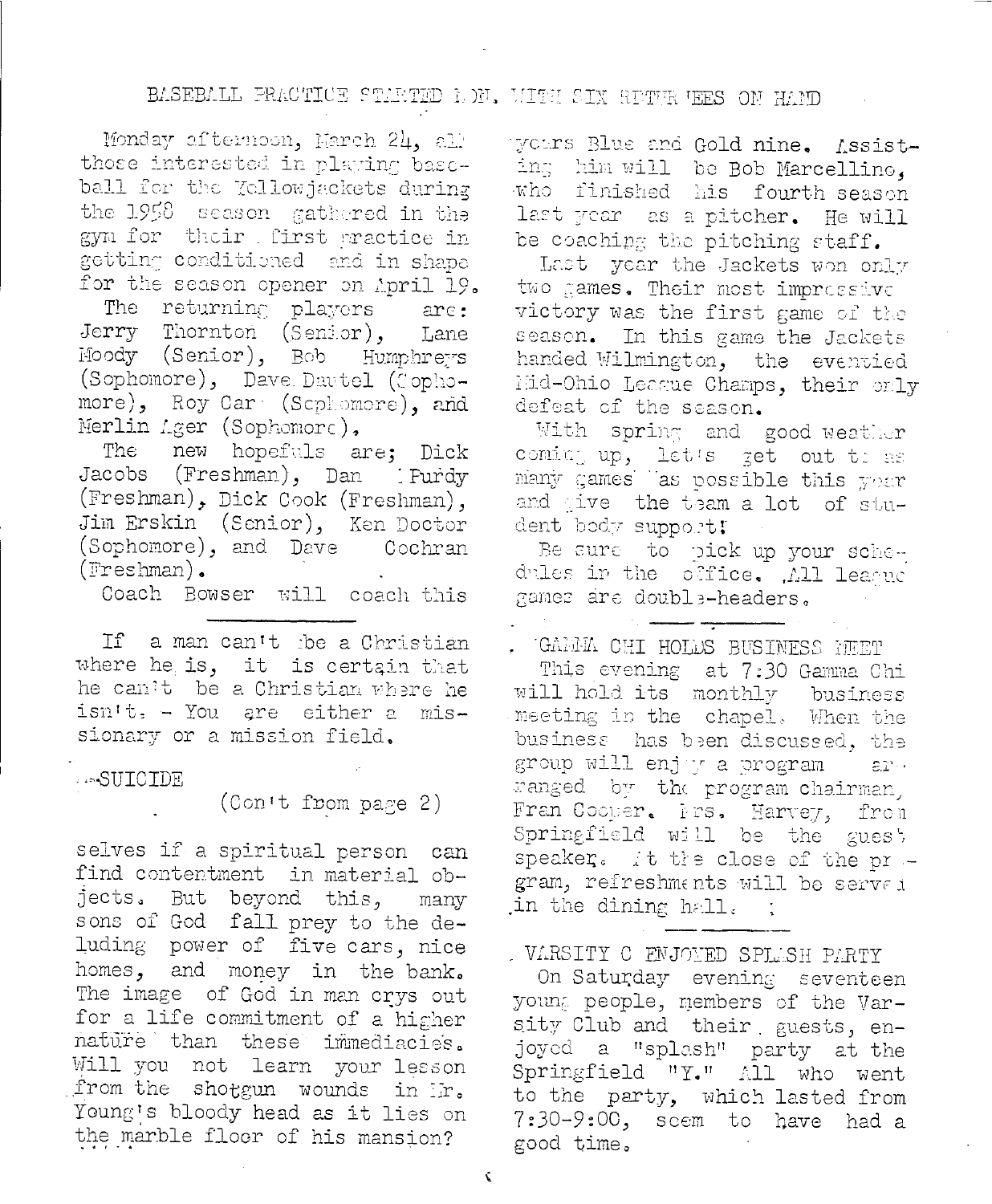## BASEBALL PRACTICE STARTED MON. WITH SIX RETURNEES ON HAND

Monday afternoon, March 24, all those interested in playing baseball for the Yellowjackets during the 1958 season gathered in the gym for their first practice in getting conditioned and in shape for the season opener on April 19.

The returning players are: Jerry Thornton (Senior), Lane Moody (Senior), Bob Humphreys (Sophomore), Dave Dartel (Sophomore), Roy Car (Sophomore), and Merlin Ager (Sophomore).

The new hopefuls are; Dick Jacobs (Freshman), Dan Purdy (Freshman), Dick Cook (Freshman), Jim Erskin (Senior), Ken Doctor (Sophomore), and Dave Cochran (Freshman).

Coach Bowser will coach this years Blue and Gold nine. Assisting him will be Bob Marcellino, who finished his fourth season last year as a pitcher. He will be coaching the pitching staff.

Last year the Jackets won only two games. Their most impressive victory was the first game of the season. In this game the Jackets handed Wilmington, the eventual Mid-Ohio League Champs, their only defeat of the season.

With spring and good weather coming up, let's get out to as many games as possible this year and give the team a lot of student body support!

Be sure to pick up your schedules in the office. All league games are double-headers.

---

If a man can't be a Christian where he is, it is certain that he can't be a Christian where he isn't. - You are either a missionary or a mission field.

## SUICIDE

(Con't from page 2)

selves if a spiritual person can find contentment in material objects. But beyond this, many sons of God fall prey to the deluding power of five cars, nice homes, and money in the bank. The image of God in man crys out for a life commitment of a higher nature than these immediacies. Will you not learn your lesson from the shotgun wounds in Mr. Young's bloody head as it lies on the marble floor of his mansion?

---

## GAMMA CHI HOLDS BUSINESS MEET

This evening at 7:30 Gamma Chi will hold its monthly business meeting in the chapel. When the business has been discussed, the group will enjoy a program arranged by the program chairman, Fran Cooper. Mrs. Harvey, from Springfield will be the guest speaker. At the close of the program, refreshments will be served in the dining hall.

---

## VARSITY C ENJOYED SPLASH PARTY

On Saturday evening seventeen young people, members of the Varsity Club and their guests, enjoyed a "splash" party at the Springfield "Y." All who went to the party, which lasted from 7:30-9:00, seem to have had a good time.